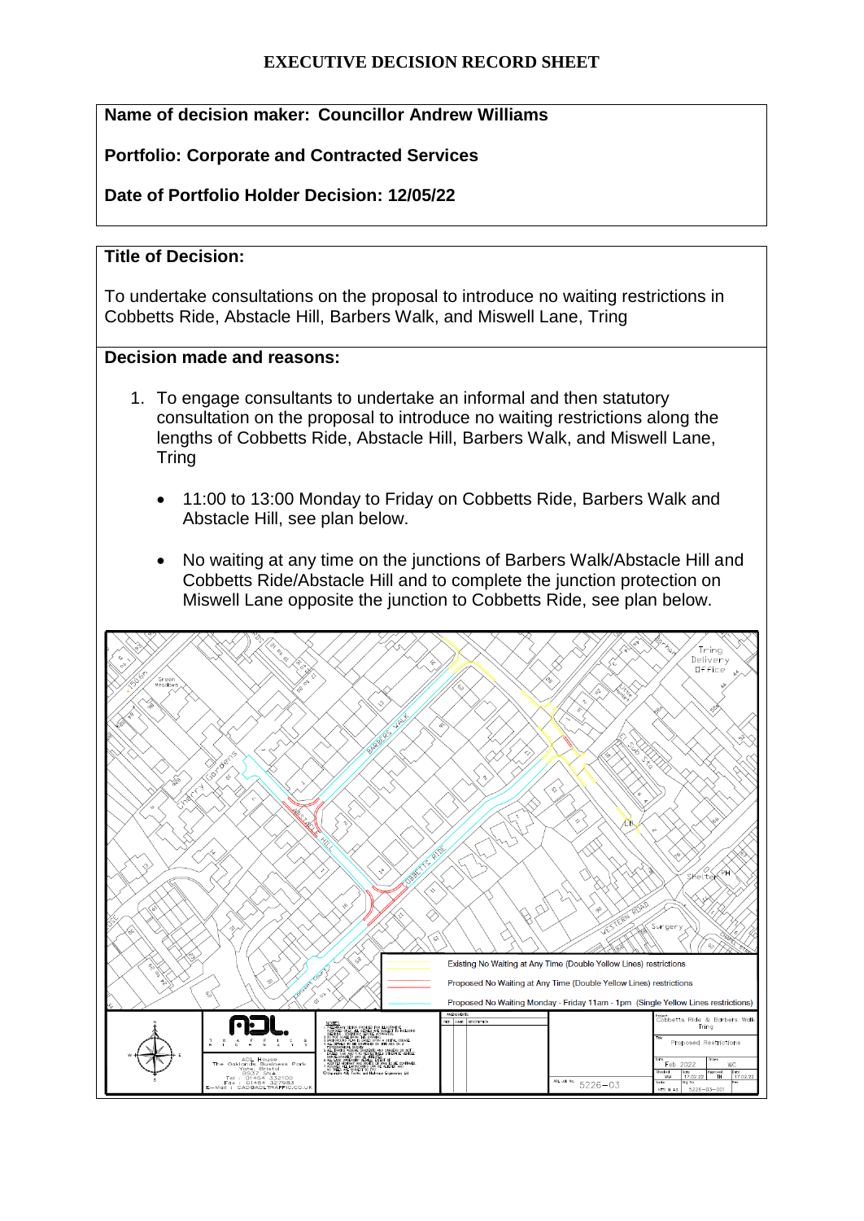# EXECUTIVE DECISION RECORD SHEET

**Name of decision maker: Councillor Andrew Williams**

**Portfolio: Corporate and Contracted Services**

**Date of Portfolio Holder Decision: 12/05/22**

**Title of Decision:**

To undertake consultations on the proposal to introduce no waiting restrictions in Cobbetts Ride, Abstacle Hill, Barbers Walk, and Miswell Lane, Tring

**Decision made and reasons:**

1. To engage consultants to undertake an informal and then statutory consultation on the proposal to introduce no waiting restrictions along the lengths of Cobbetts Ride, Abstacle Hill, Barbers Walk, and Miswell Lane, Tring

   - 11:00 to 13:00 Monday to Friday on Cobbetts Ride, Barbers Walk and Abstacle Hill, see plan below.
   - No waiting at any time on the junctions of Barbers Walk/Abstacle Hill and Cobbetts Ride/Abstacle Hill and to complete the junction protection on Miswell Lane opposite the junction to Cobbetts Ride, see plan below.

Existing No Waiting at Any Time (Double Yellow Lines) restrictions

Proposed No Waiting at Any Time (Double Yellow Lines) restrictions

Proposed No Waiting Monday - Friday 11am - 1pm (Single Yellow Lines restrictions)

Cobbetts Ride & Barbers Walk, Tring — Proposed Restrictions — Feb 2022 — ADL Job No. 5226-03 — Drg No. 5226-03-001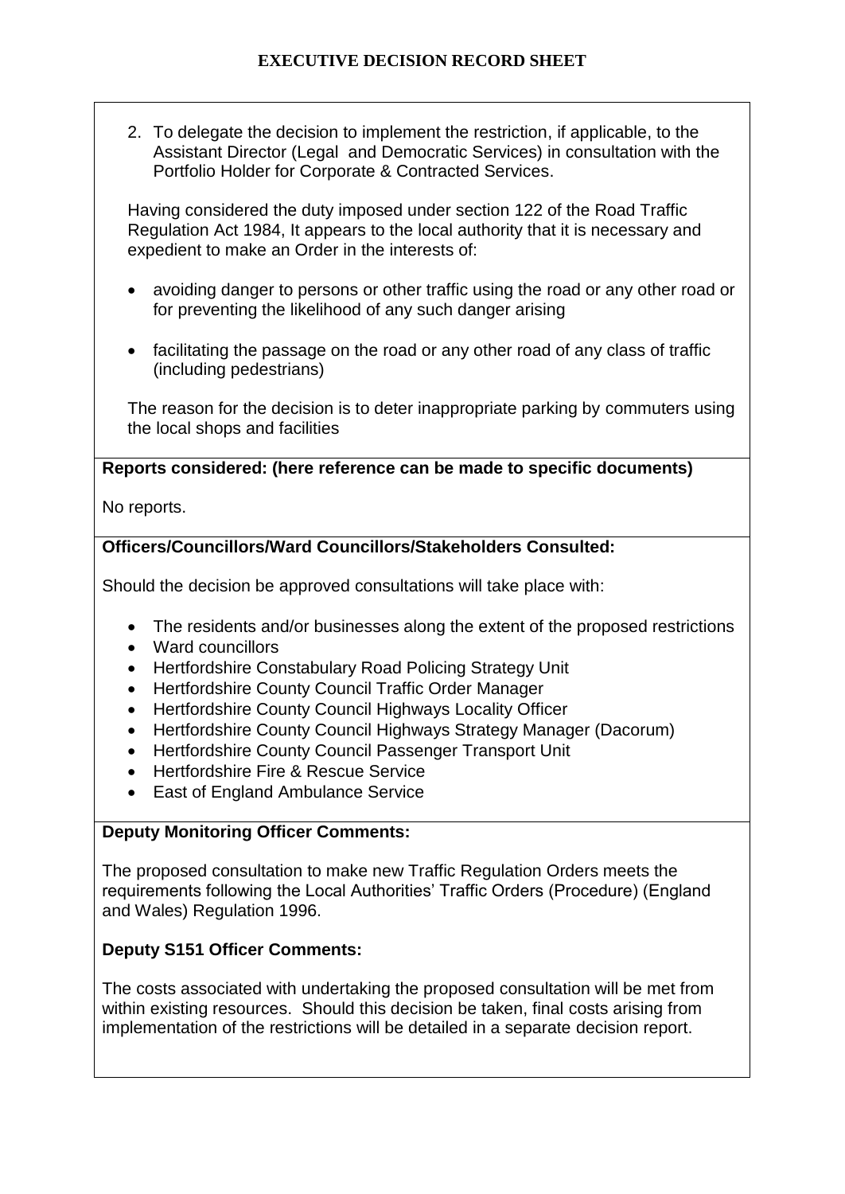**EXECUTIVE DECISION RECORD SHEET**

2. To delegate the decision to implement the restriction, if applicable, to the Assistant Director (Legal  and Democratic Services) in consultation with the Portfolio Holder for Corporate & Contracted Services.

Having considered the duty imposed under section 122 of the Road Traffic Regulation Act 1984, It appears to the local authority that it is necessary and expedient to make an Order in the interests of:

- avoiding danger to persons or other traffic using the road or any other road or for preventing the likelihood of any such danger arising
- facilitating the passage on the road or any other road of any class of traffic (including pedestrians)

The reason for the decision is to deter inappropriate parking by commuters using the local shops and facilities

**Reports considered: (here reference can be made to specific documents)**

No reports.

**Officers/Councillors/Ward Councillors/Stakeholders Consulted:**

Should the decision be approved consultations will take place with:

- The residents and/or businesses along the extent of the proposed restrictions
- Ward councillors
- Hertfordshire Constabulary Road Policing Strategy Unit
- Hertfordshire County Council Traffic Order Manager
- Hertfordshire County Council Highways Locality Officer
- Hertfordshire County Council Highways Strategy Manager (Dacorum)
- Hertfordshire County Council Passenger Transport Unit
- Hertfordshire Fire & Rescue Service
- East of England Ambulance Service

**Deputy Monitoring Officer Comments:**

The proposed consultation to make new Traffic Regulation Orders meets the requirements following the Local Authorities' Traffic Orders (Procedure) (England and Wales) Regulation 1996.

**Deputy S151 Officer Comments:**

The costs associated with undertaking the proposed consultation will be met from within existing resources.  Should this decision be taken, final costs arising from implementation of the restrictions will be detailed in a separate decision report.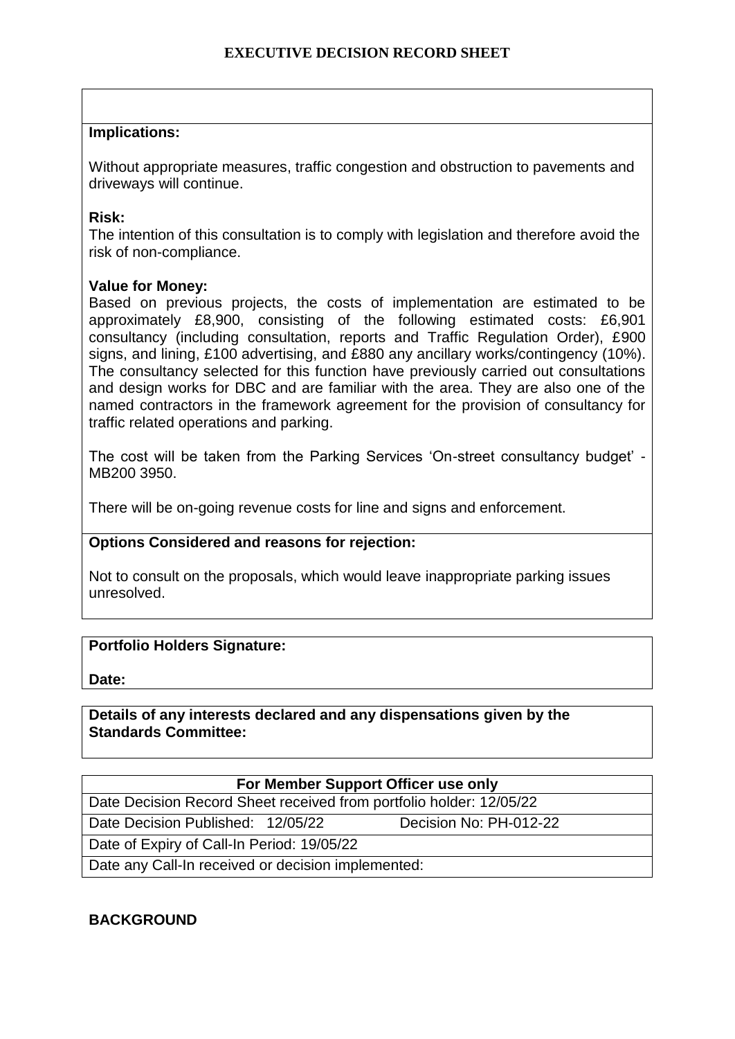**EXECUTIVE DECISION RECORD SHEET**

**Implications:**

Without appropriate measures, traffic congestion and obstruction to pavements and driveways will continue.

**Risk:**
The intention of this consultation is to comply with legislation and therefore avoid the risk of non-compliance.

**Value for Money:**
Based on previous projects, the costs of implementation are estimated to be approximately £8,900, consisting of the following estimated costs: £6,901 consultancy (including consultation, reports and Traffic Regulation Order), £900 signs, and lining, £100 advertising, and £880 any ancillary works/contingency (10%). The consultancy selected for this function have previously carried out consultations and design works for DBC and are familiar with the area. They are also one of the named contractors in the framework agreement for the provision of consultancy for traffic related operations and parking.

The cost will be taken from the Parking Services 'On-street consultancy budget' - MB200 3950.

There will be on-going revenue costs for line and signs and enforcement.

**Options Considered and reasons for rejection:**

Not to consult on the proposals, which would leave inappropriate parking issues unresolved.

**Portfolio Holders Signature:**

**Date:**

**Details of any interests declared and any dispensations given by the Standards Committee:**

| For Member Support Officer use only | |
|---|---|
| Date Decision Record Sheet received from portfolio holder: 12/05/22 | |
| Date Decision Published: 12/05/22 | Decision No: PH-012-22 |
| Date of Expiry of Call-In Period: 19/05/22 | |
| Date any Call-In received or decision implemented: | |

**BACKGROUND**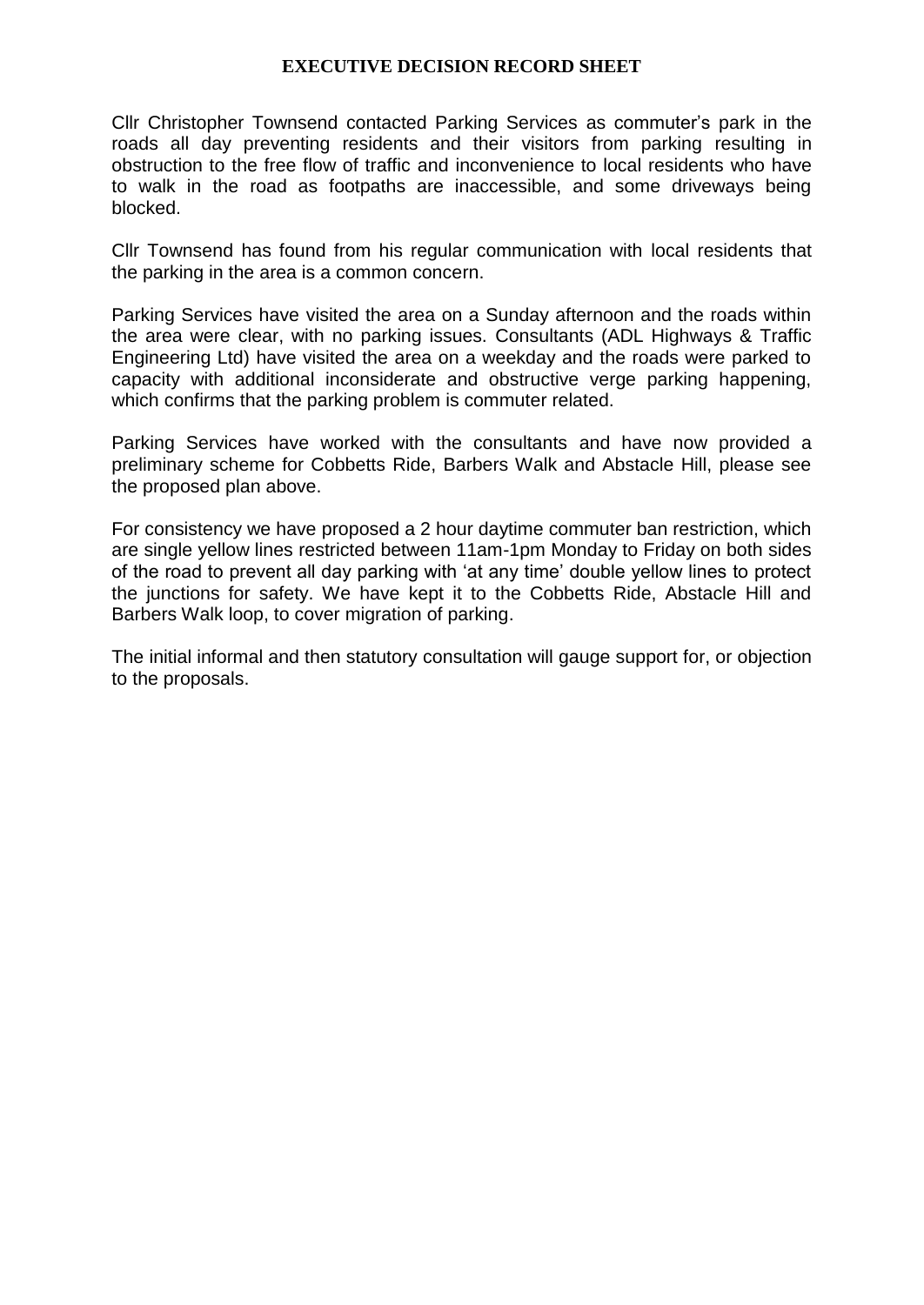# EXECUTIVE DECISION RECORD SHEET

Cllr Christopher Townsend contacted Parking Services as commuter's park in the roads all day preventing residents and their visitors from parking resulting in obstruction to the free flow of traffic and inconvenience to local residents who have to walk in the road as footpaths are inaccessible, and some driveways being blocked.

Cllr Townsend has found from his regular communication with local residents that the parking in the area is a common concern.

Parking Services have visited the area on a Sunday afternoon and the roads within the area were clear, with no parking issues. Consultants (ADL Highways & Traffic Engineering Ltd) have visited the area on a weekday and the roads were parked to capacity with additional inconsiderate and obstructive verge parking happening, which confirms that the parking problem is commuter related.

Parking Services have worked with the consultants and have now provided a preliminary scheme for Cobbetts Ride, Barbers Walk and Abstacle Hill, please see the proposed plan above.

For consistency we have proposed a 2 hour daytime commuter ban restriction, which are single yellow lines restricted between 11am-1pm Monday to Friday on both sides of the road to prevent all day parking with 'at any time' double yellow lines to protect the junctions for safety. We have kept it to the Cobbetts Ride, Abstacle Hill and Barbers Walk loop, to cover migration of parking.

The initial informal and then statutory consultation will gauge support for, or objection to the proposals.